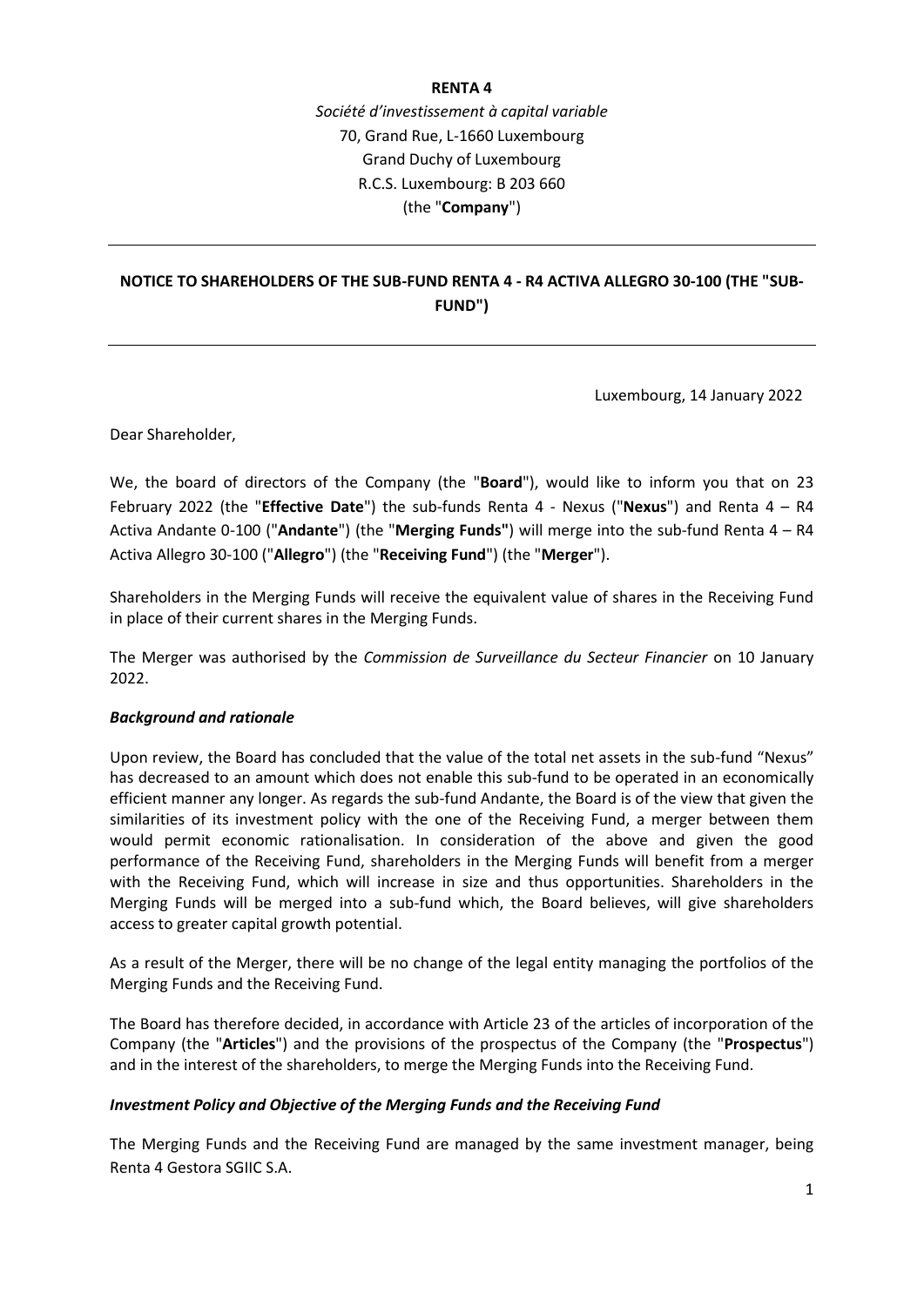**RENTA 4**

*Société d'investissement à capital variable*
70, Grand Rue, L-1660 Luxembourg
Grand Duchy of Luxembourg
R.C.S. Luxembourg: B 203 660
(the "**Company**")

---

**NOTICE TO SHAREHOLDERS OF THE SUB-FUND RENTA 4 - R4 ACTIVA ALLEGRO 30-100 (THE "SUB-FUND")**

---

Luxembourg, 14 January 2022

Dear Shareholder,

We, the board of directors of the Company (the "**Board**"), would like to inform you that on 23 February 2022 (the "**Effective Date**") the sub-funds Renta 4 - Nexus ("**Nexus**") and Renta 4 – R4 Activa Andante 0-100 ("**Andante**") (the "**Merging Funds"**) will merge into the sub-fund Renta 4 – R4 Activa Allegro 30-100 ("**Allegro**") (the "**Receiving Fund**") (the "**Merger**").

Shareholders in the Merging Funds will receive the equivalent value of shares in the Receiving Fund in place of their current shares in the Merging Funds.

The Merger was authorised by the *Commission de Surveillance du Secteur Financier* on 10 January 2022.

***Background and rationale***

Upon review, the Board has concluded that the value of the total net assets in the sub-fund "Nexus" has decreased to an amount which does not enable this sub-fund to be operated in an economically efficient manner any longer. As regards the sub-fund Andante, the Board is of the view that given the similarities of its investment policy with the one of the Receiving Fund, a merger between them would permit economic rationalisation. In consideration of the above and given the good performance of the Receiving Fund, shareholders in the Merging Funds will benefit from a merger with the Receiving Fund, which will increase in size and thus opportunities. Shareholders in the Merging Funds will be merged into a sub-fund which, the Board believes, will give shareholders access to greater capital growth potential.

As a result of the Merger, there will be no change of the legal entity managing the portfolios of the Merging Funds and the Receiving Fund.

The Board has therefore decided, in accordance with Article 23 of the articles of incorporation of the Company (the "**Articles**") and the provisions of the prospectus of the Company (the "**Prospectus**") and in the interest of the shareholders, to merge the Merging Funds into the Receiving Fund.

***Investment Policy and Objective of the Merging Funds and the Receiving Fund***

The Merging Funds and the Receiving Fund are managed by the same investment manager, being Renta 4 Gestora SGIIC S.A.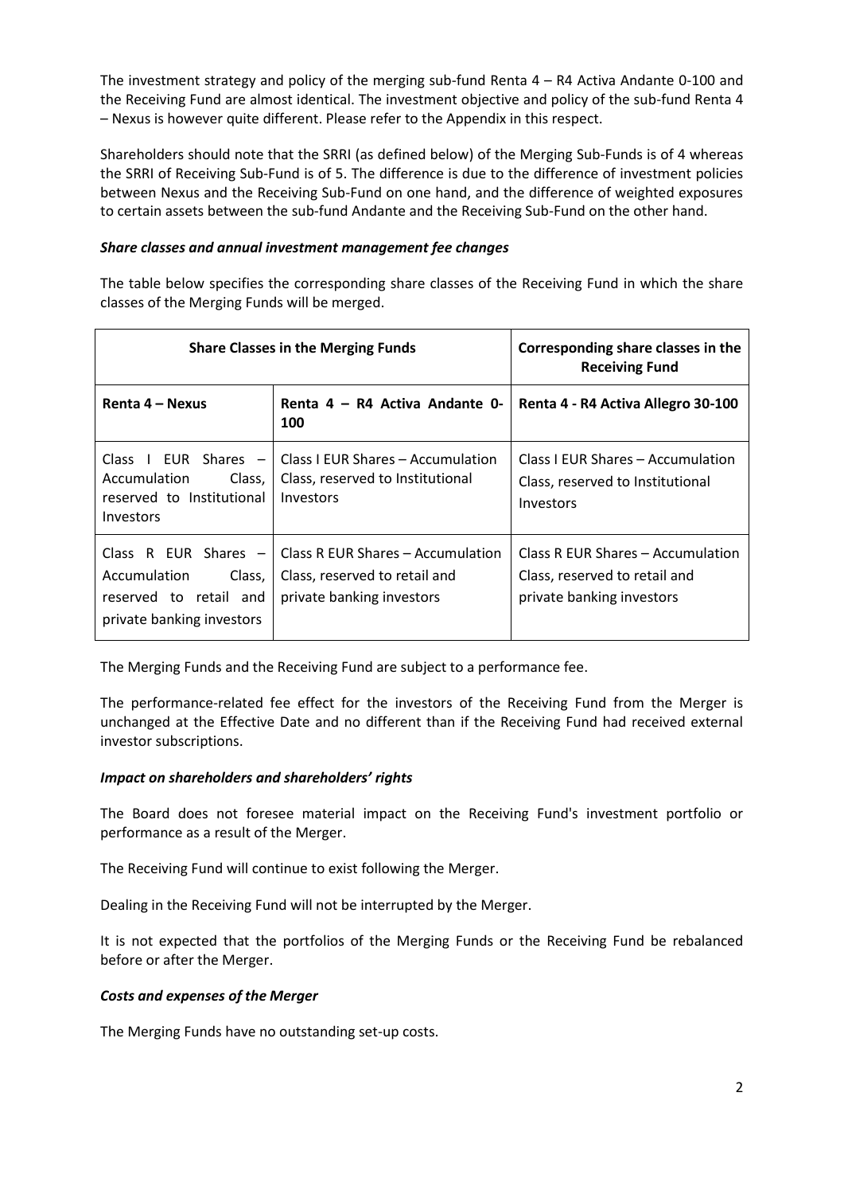The investment strategy and policy of the merging sub-fund Renta 4 – R4 Activa Andante 0-100 and the Receiving Fund are almost identical. The investment objective and policy of the sub-fund Renta 4 – Nexus is however quite different. Please refer to the Appendix in this respect.

Shareholders should note that the SRRI (as defined below) of the Merging Sub-Funds is of 4 whereas the SRRI of Receiving Sub-Fund is of 5. The difference is due to the difference of investment policies between Nexus and the Receiving Sub-Fund on one hand, and the difference of weighted exposures to certain assets between the sub-fund Andante and the Receiving Sub-Fund on the other hand.

***Share classes and annual investment management fee changes***

The table below specifies the corresponding share classes of the Receiving Fund in which the share classes of the Merging Funds will be merged.

| **Share Classes in the Merging Funds** | | **Corresponding share classes in the Receiving Fund** |
|---|---|---|
| **Renta 4 – Nexus** | **Renta 4 – R4 Activa Andante 0-100** | **Renta 4 - R4 Activa Allegro 30-100** |
| Class I EUR Shares – Accumulation Class, reserved to Institutional Investors | Class I EUR Shares – Accumulation Class, reserved to Institutional Investors | Class I EUR Shares – Accumulation Class, reserved to Institutional Investors |
| Class R EUR Shares – Accumulation Class, reserved to retail and private banking investors | Class R EUR Shares – Accumulation Class, reserved to retail and private banking investors | Class R EUR Shares – Accumulation Class, reserved to retail and private banking investors |

The Merging Funds and the Receiving Fund are subject to a performance fee.

The performance-related fee effect for the investors of the Receiving Fund from the Merger is unchanged at the Effective Date and no different than if the Receiving Fund had received external investor subscriptions.

***Impact on shareholders and shareholders' rights***

The Board does not foresee material impact on the Receiving Fund's investment portfolio or performance as a result of the Merger.

The Receiving Fund will continue to exist following the Merger.

Dealing in the Receiving Fund will not be interrupted by the Merger.

It is not expected that the portfolios of the Merging Funds or the Receiving Fund be rebalanced before or after the Merger.

***Costs and expenses of the Merger***

The Merging Funds have no outstanding set-up costs.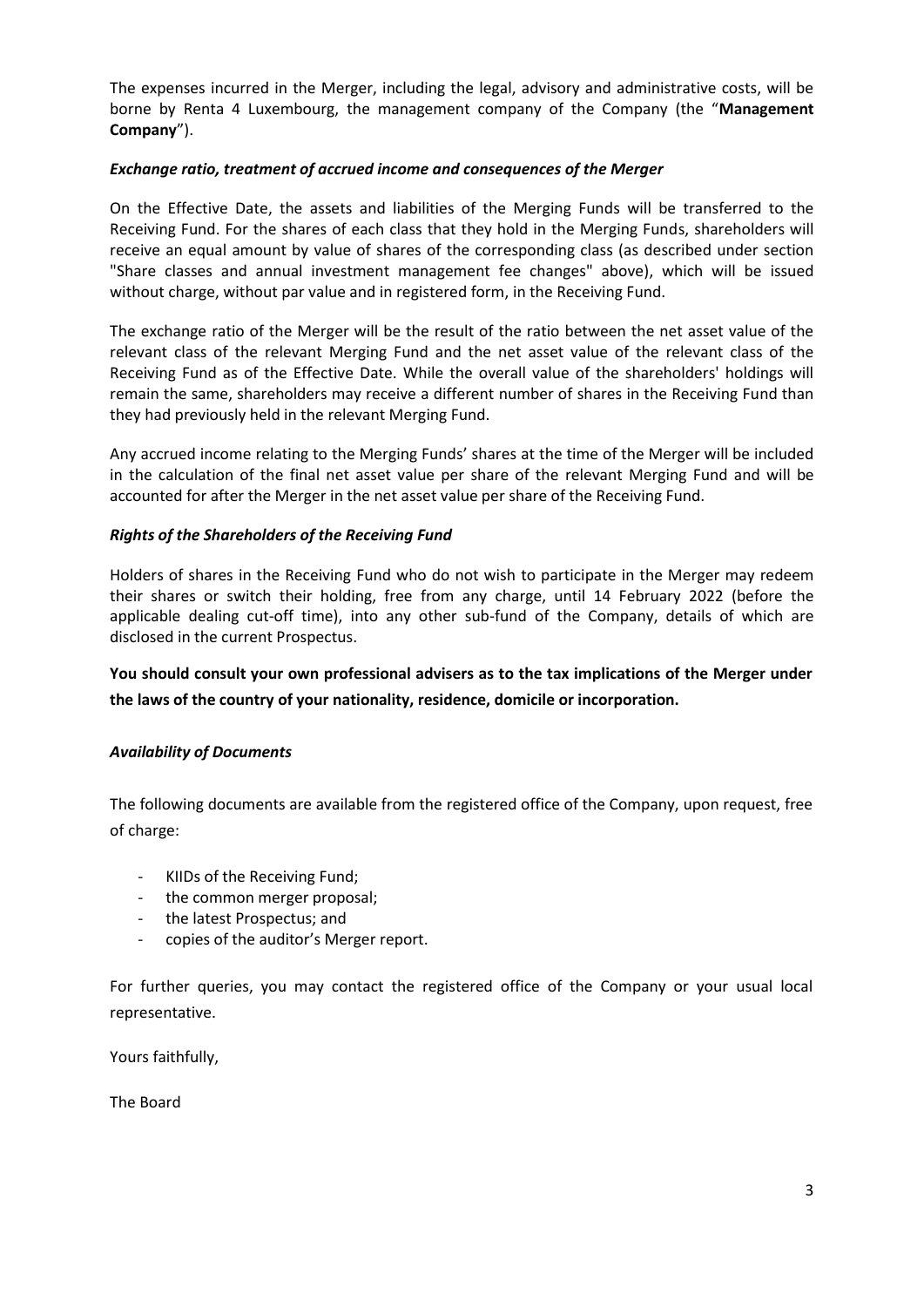The expenses incurred in the Merger, including the legal, advisory and administrative costs, will be borne by Renta 4 Luxembourg, the management company of the Company (the "**Management Company**").

***Exchange ratio, treatment of accrued income and consequences of the Merger***

On the Effective Date, the assets and liabilities of the Merging Funds will be transferred to the Receiving Fund. For the shares of each class that they hold in the Merging Funds, shareholders will receive an equal amount by value of shares of the corresponding class (as described under section "Share classes and annual investment management fee changes" above), which will be issued without charge, without par value and in registered form, in the Receiving Fund.

The exchange ratio of the Merger will be the result of the ratio between the net asset value of the relevant class of the relevant Merging Fund and the net asset value of the relevant class of the Receiving Fund as of the Effective Date. While the overall value of the shareholders' holdings will remain the same, shareholders may receive a different number of shares in the Receiving Fund than they had previously held in the relevant Merging Fund.

Any accrued income relating to the Merging Funds' shares at the time of the Merger will be included in the calculation of the final net asset value per share of the relevant Merging Fund and will be accounted for after the Merger in the net asset value per share of the Receiving Fund.

***Rights of the Shareholders of the Receiving Fund***

Holders of shares in the Receiving Fund who do not wish to participate in the Merger may redeem their shares or switch their holding, free from any charge, until 14 February 2022 (before the applicable dealing cut-off time), into any other sub-fund of the Company, details of which are disclosed in the current Prospectus.

**You should consult your own professional advisers as to the tax implications of the Merger under the laws of the country of your nationality, residence, domicile or incorporation.**

***Availability of Documents***

The following documents are available from the registered office of the Company, upon request, free of charge:

- KIIDs of the Receiving Fund;
- the common merger proposal;
- the latest Prospectus; and
- copies of the auditor's Merger report.

For further queries, you may contact the registered office of the Company or your usual local representative.

Yours faithfully,

The Board